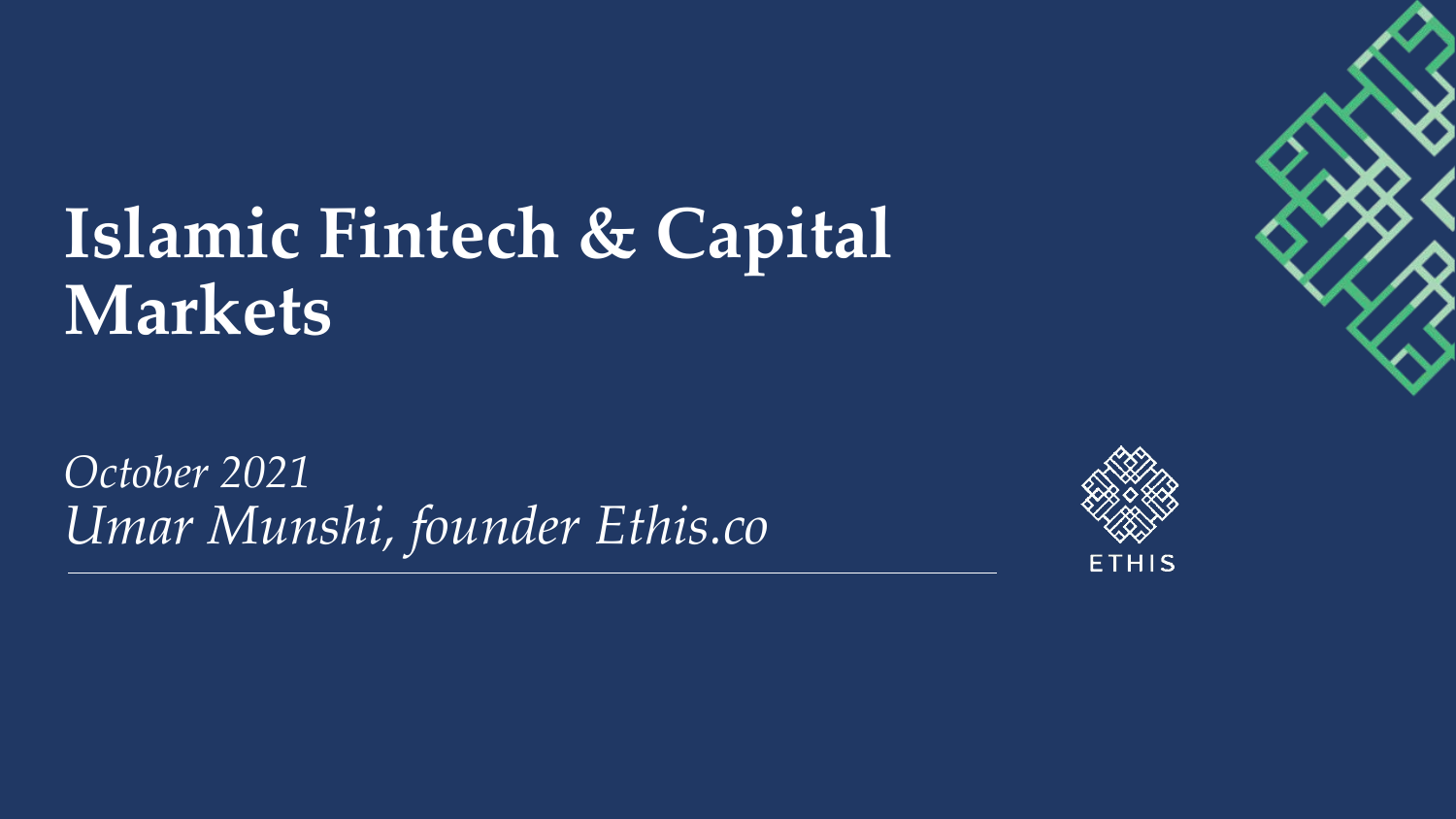# Islamic Fintech & Capital Markets

*October 2021*

*Umar Munshi, founder Ethis.co*

ETHIS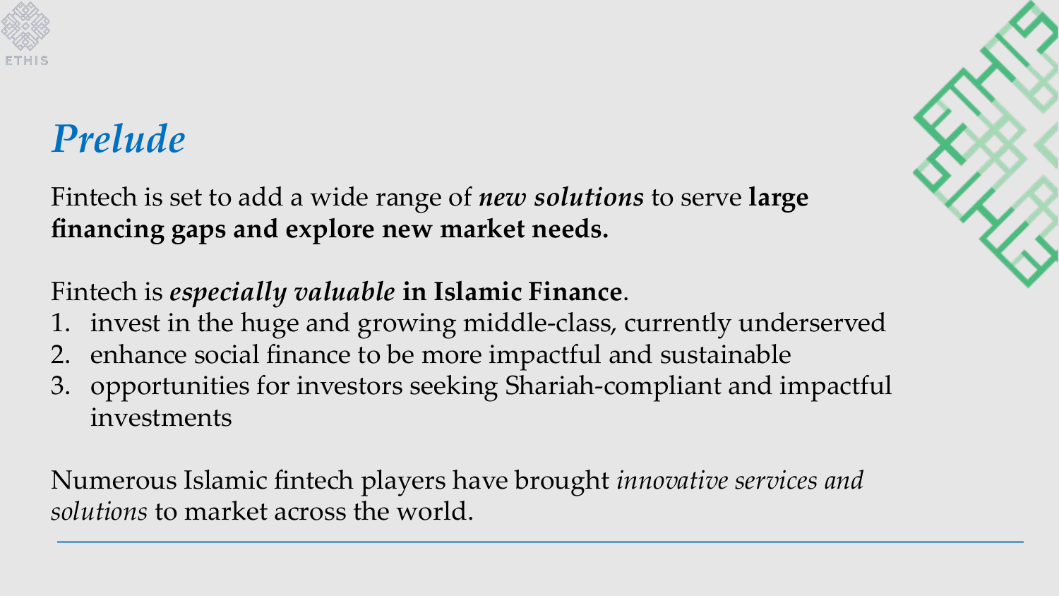# *Prelude*

Fintech is set to add a wide range of ***new solutions*** to serve **large financing gaps and explore new market needs.**

Fintech is ***especially valuable*** **in Islamic Finance**.

1. invest in the huge and growing middle-class, currently underserved
2. enhance social finance to be more impactful and sustainable
3. opportunities for investors seeking Shariah-compliant and impactful investments

Numerous Islamic fintech players have brought *innovative services and solutions* to market across the world.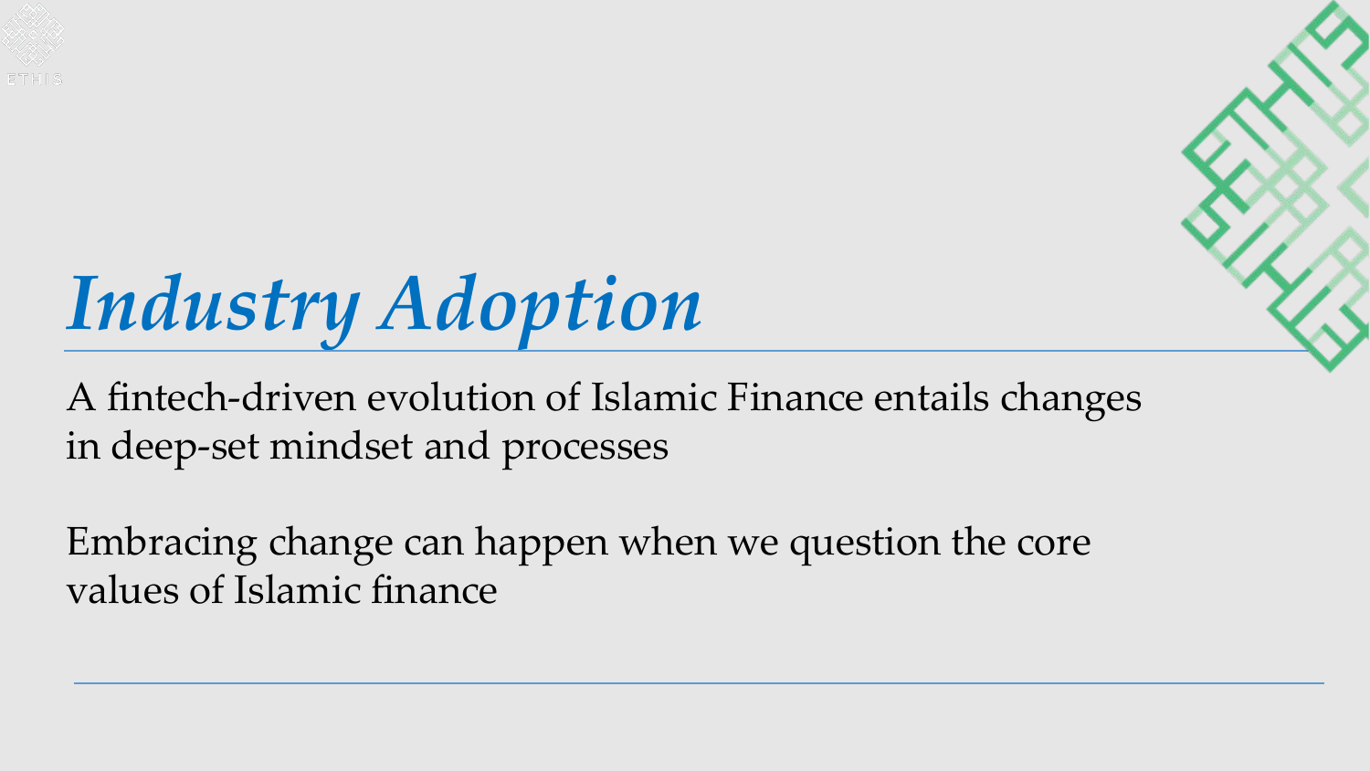# *Industry Adoption*

A fintech-driven evolution of Islamic Finance entails changes in deep-set mindset and processes

Embracing change can happen when we question the core values of Islamic finance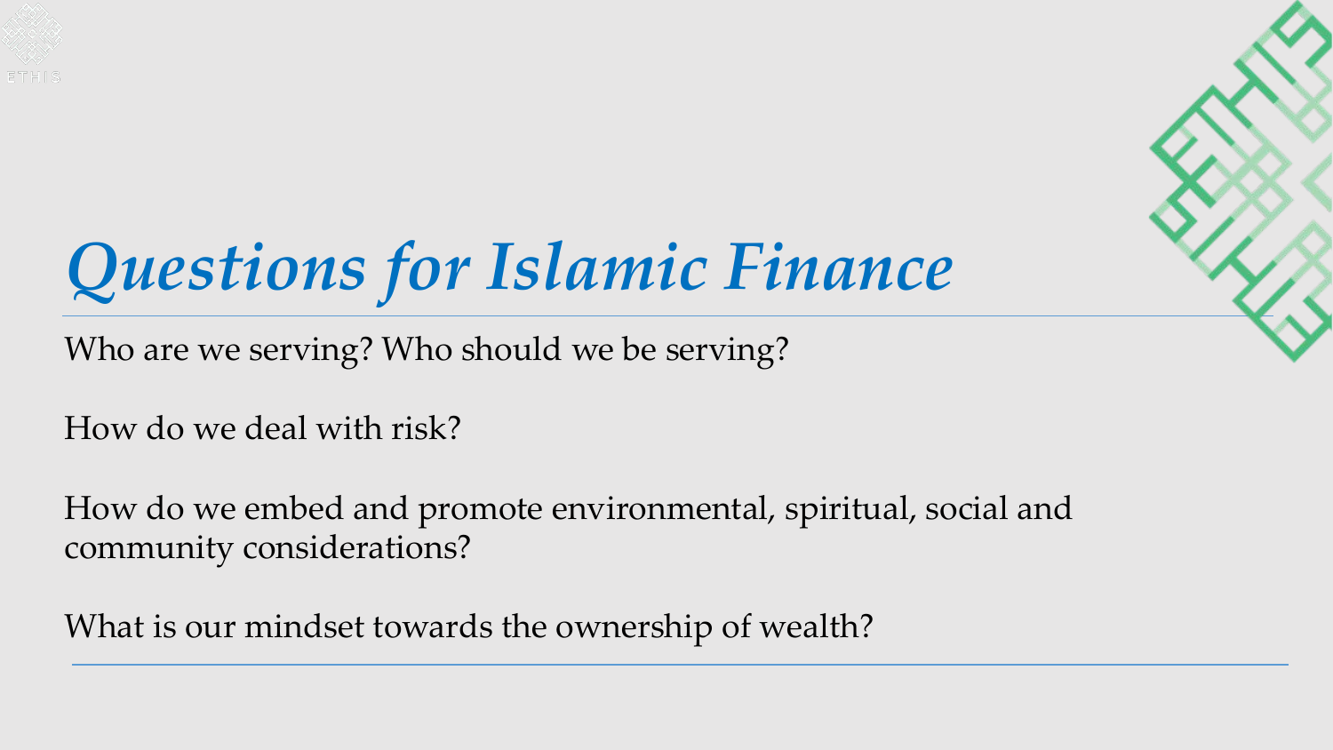# *Questions for Islamic Finance*

Who are we serving? Who should we be serving?

How do we deal with risk?

How do we embed and promote environmental, spiritual, social and community considerations?

What is our mindset towards the ownership of wealth?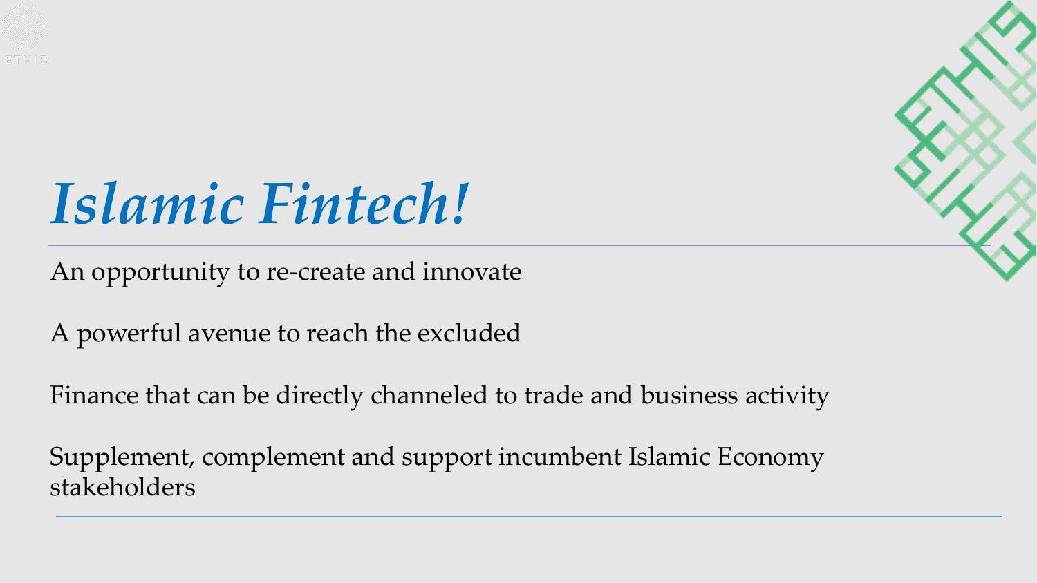# *Islamic Fintech!*

An opportunity to re-create and innovate

A powerful avenue to reach the excluded

Finance that can be directly channeled to trade and business activity

Supplement, complement and support incumbent Islamic Economy stakeholders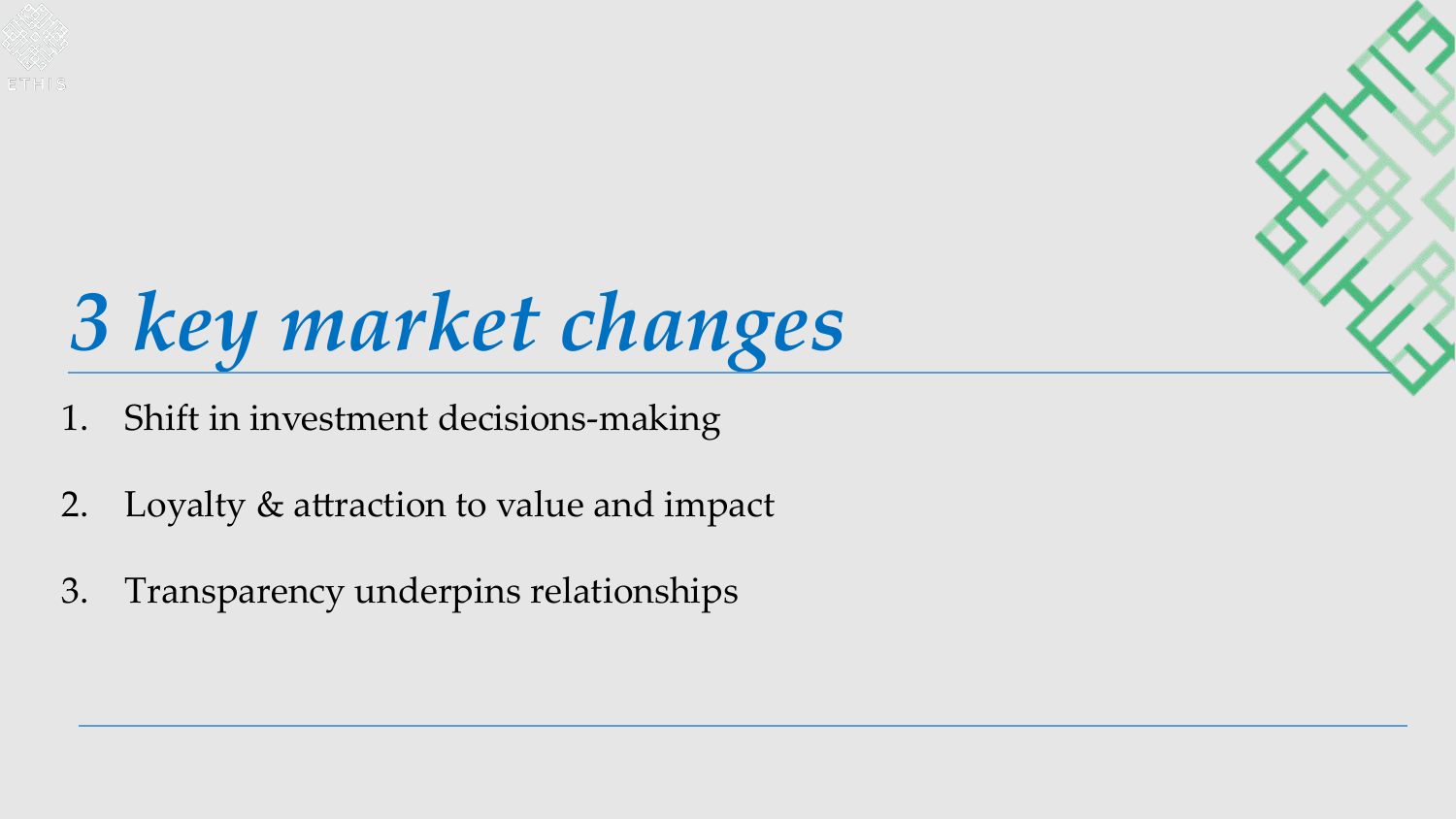# *3 key market changes*

1. Shift in investment decisions-making
2. Loyalty & attraction to value and impact
3. Transparency underpins relationships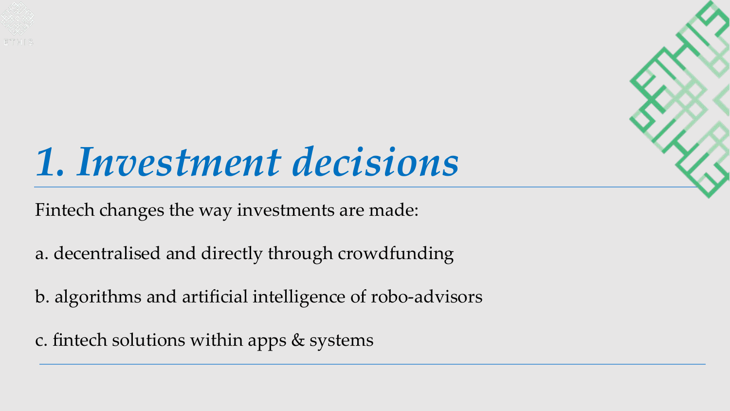# *1. Investment decisions*

Fintech changes the way investments are made:

a. decentralised and directly through crowdfunding

b. algorithms and artificial intelligence of robo-advisors

c. fintech solutions within apps & systems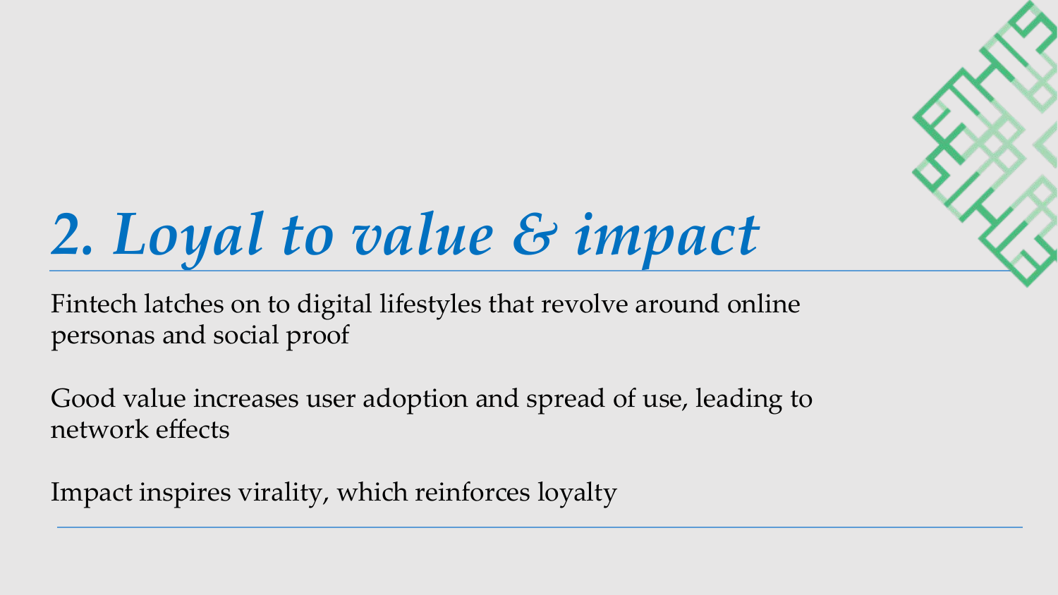# 2. Loyal to value & impact

Fintech latches on to digital lifestyles that revolve around online personas and social proof

Good value increases user adoption and spread of use, leading to network effects

Impact inspires virality, which reinforces loyalty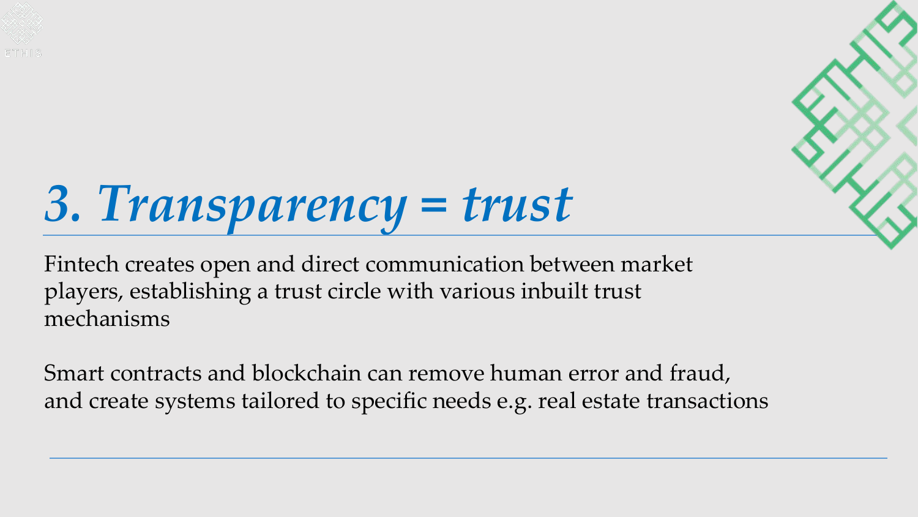# *3. Transparency = trust*

Fintech creates open and direct communication between market players, establishing a trust circle with various inbuilt trust mechanisms

Smart contracts and blockchain can remove human error and fraud, and create systems tailored to specific needs e.g. real estate transactions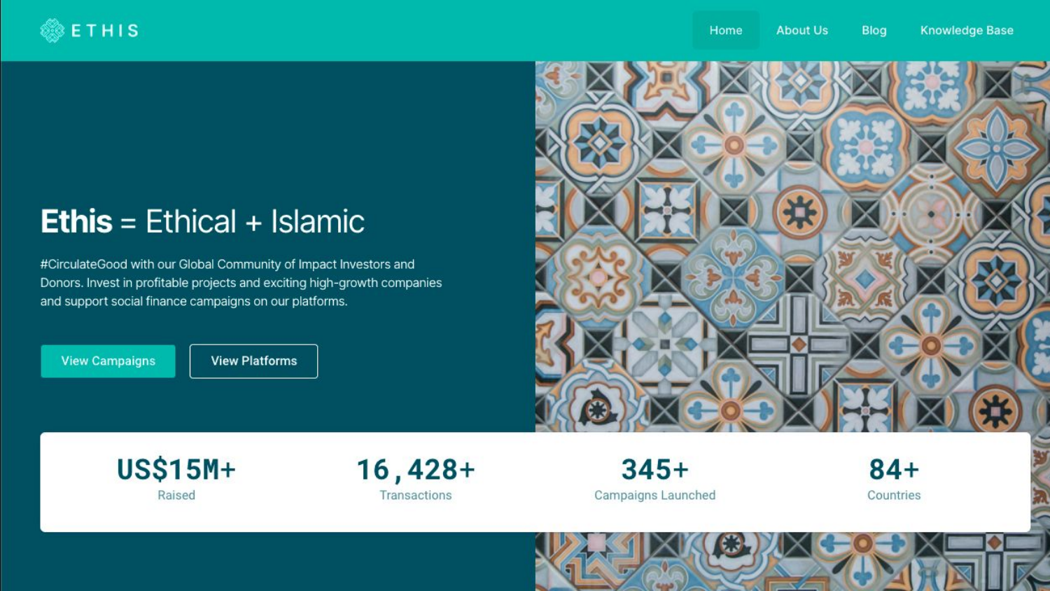ETHIS

Home | About Us | Blog | Knowledge Base

# **Ethis** = Ethical + Islamic

#CirculateGood with our Global Community of Impact Investors and Donors. Invest in profitable projects and exciting high-growth companies and support social finance campaigns on our platforms.

View Campaigns | View Platforms

| US$15M+ | 16,428+ | 345+ | 84+ |
|---|---|---|---|
| Raised | Transactions | Campaigns Launched | Countries |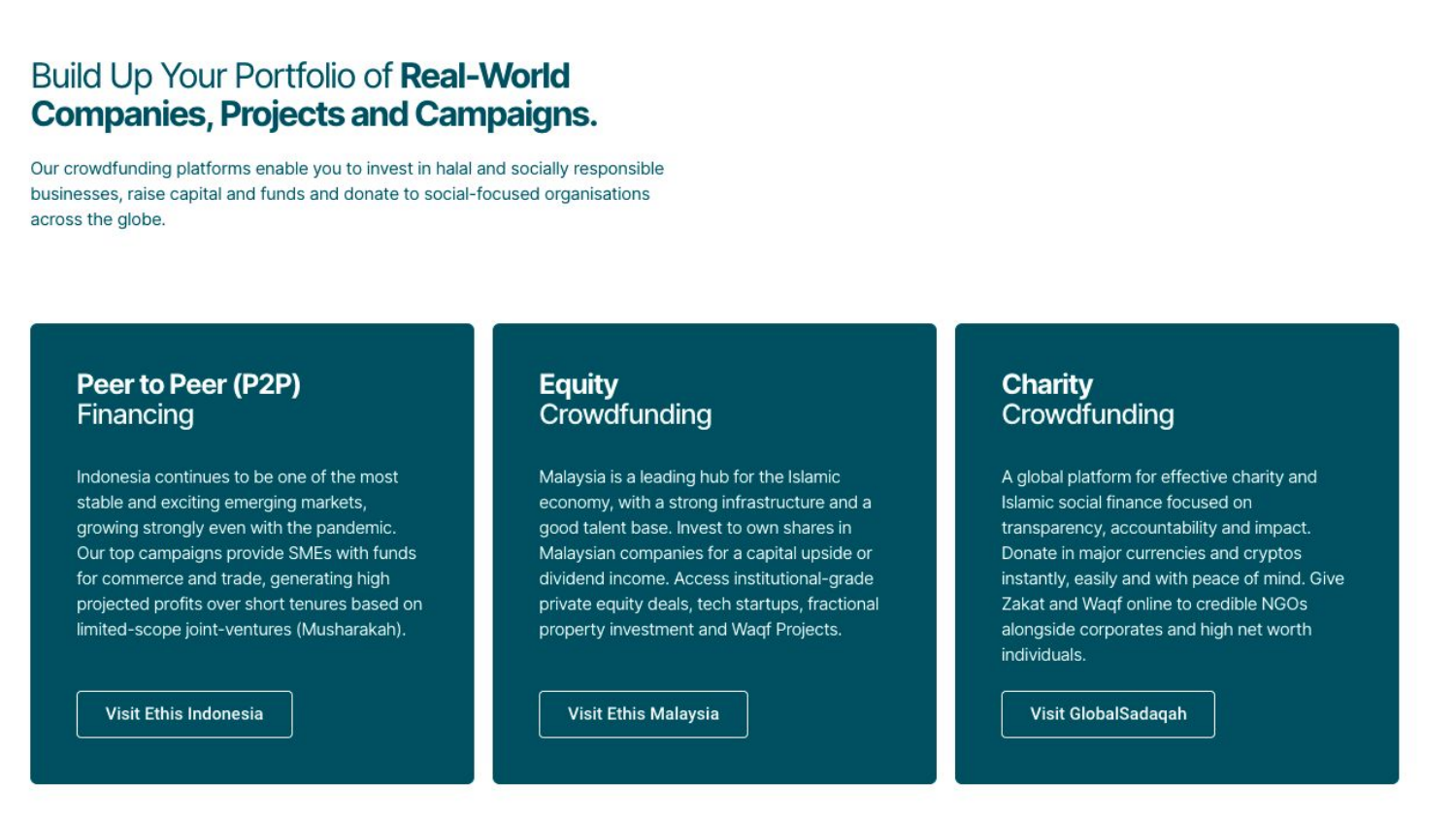# Build Up Your Portfolio of **Real-World Companies, Projects and Campaigns.**

Our crowdfunding platforms enable you to invest in halal and socially responsible businesses, raise capital and funds and donate to social-focused organisations across the globe.

## **Peer to Peer (P2P)** Financing

Indonesia continues to be one of the most stable and exciting emerging markets, growing strongly even with the pandemic. Our top campaigns provide SMEs with funds for commerce and trade, generating high projected profits over short tenures based on limited-scope joint-ventures (Musharakah).

Visit Ethis Indonesia

## **Equity** Crowdfunding

Malaysia is a leading hub for the Islamic economy, with a strong infrastructure and a good talent base. Invest to own shares in Malaysian companies for a capital upside or dividend income. Access institutional-grade private equity deals, tech startups, fractional property investment and Waqf Projects.

Visit Ethis Malaysia

## **Charity** Crowdfunding

A global platform for effective charity and Islamic social finance focused on transparency, accountability and impact. Donate in major currencies and cryptos instantly, easily and with peace of mind. Give Zakat and Waqf online to credible NGOs alongside corporates and high net worth individuals.

Visit GlobalSadaqah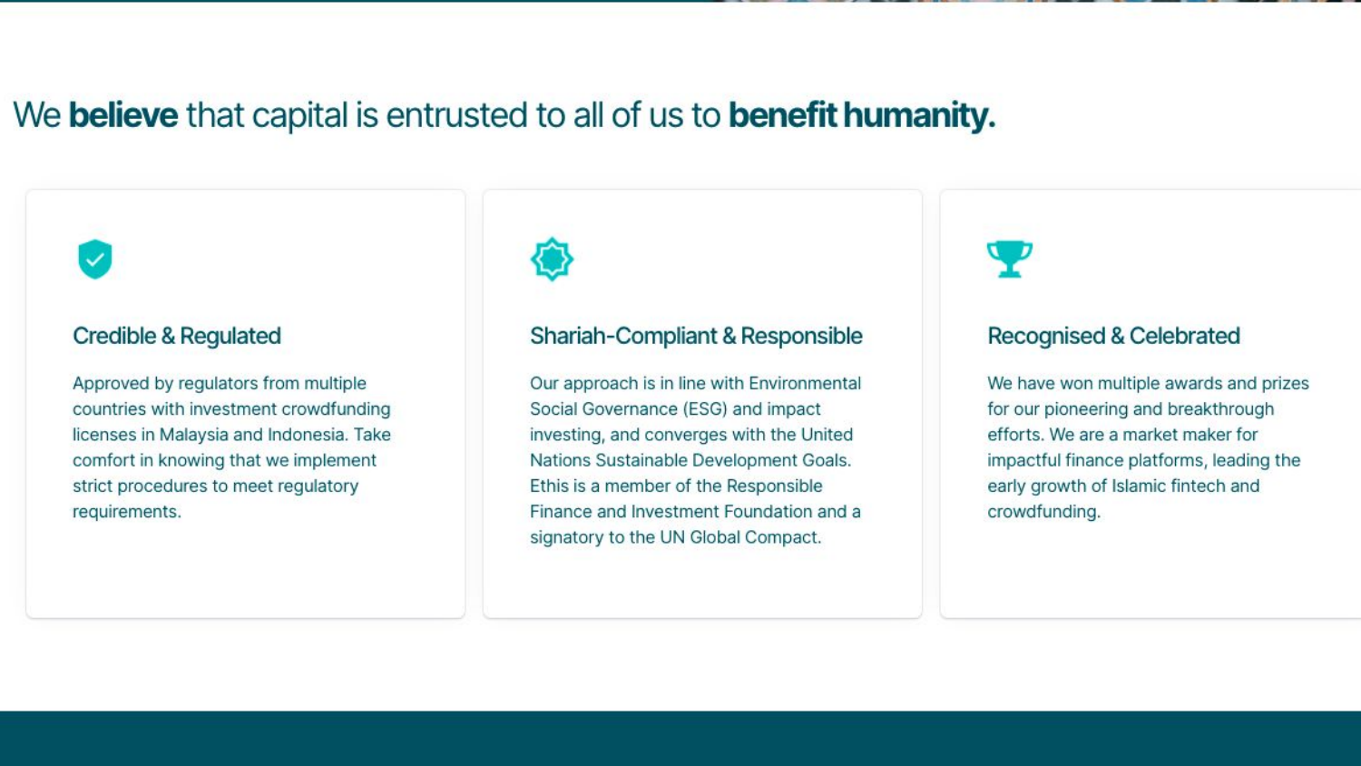# We **believe** that capital is entrusted to all of us to **benefit humanity.**

### Credible & Regulated

Approved by regulators from multiple countries with investment crowdfunding licenses in Malaysia and Indonesia. Take comfort in knowing that we implement strict procedures to meet regulatory requirements.

### Shariah-Compliant & Responsible

Our approach is in line with Environmental Social Governance (ESG) and impact investing, and converges with the United Nations Sustainable Development Goals. Ethis is a member of the Responsible Finance and Investment Foundation and a signatory to the UN Global Compact.

### Recognised & Celebrated

We have won multiple awards and prizes for our pioneering and breakthrough efforts. We are a market maker for impactful finance platforms, leading the early growth of Islamic fintech and crowdfunding.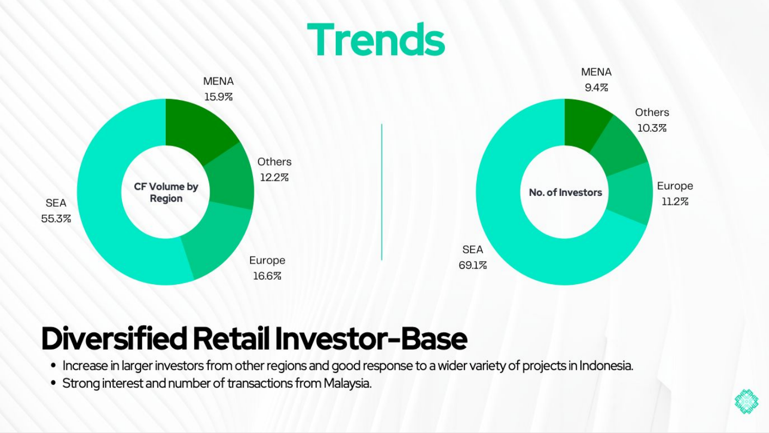# Trends

**CF Volume by Region**

- MENA 15.9%
- Others 12.2%
- Europe 16.6%
- SEA 55.3%

**No. of Investors**

- MENA 9.4%
- Others 10.3%
- Europe 11.2%
- SEA 69.1%

## Diversified Retail Investor-Base

- Increase in larger investors from other regions and good response to a wider variety of projects in Indonesia.
- Strong interest and number of transactions from Malaysia.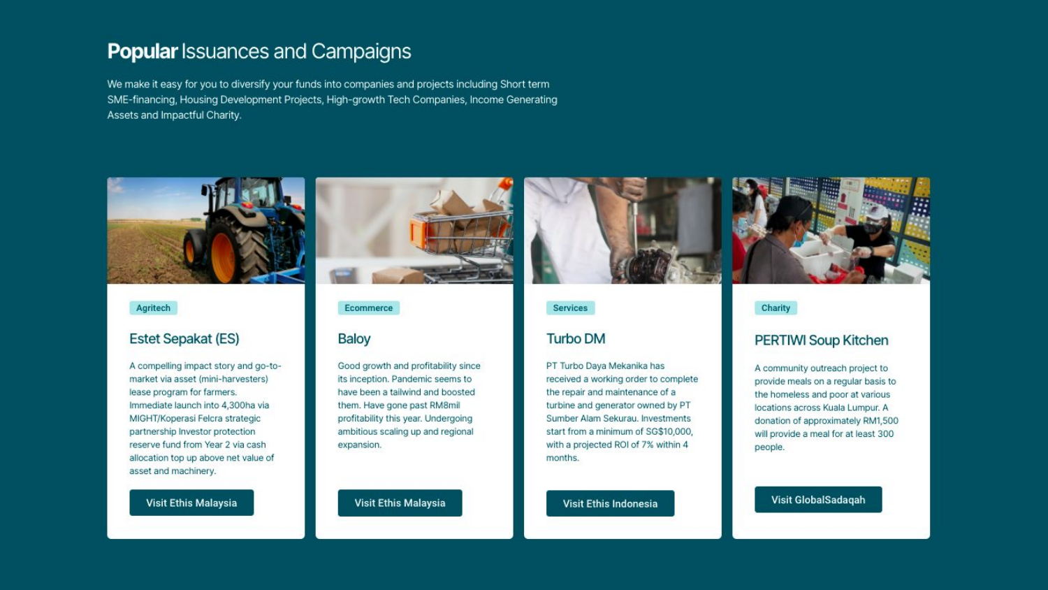# **Popular** Issuances and Campaigns

We make it easy for you to diversify your funds into companies and projects including Short term SME-financing, Housing Development Projects, High-growth Tech Companies, Income Generating Assets and Impactful Charity.

Agritech

### Estet Sepakat (ES)

A compelling impact story and go-to-market via asset (mini-harvesters) lease program for farmers. Immediate launch into 4,300ha via MIGHT/Koperasi Felcra strategic partnership Investor protection reserve fund from Year 2 via cash allocation top up above net value of asset and machinery.

Visit Ethis Malaysia

Ecommerce

### Baloy

Good growth and profitability since its inception. Pandemic seems to have been a tailwind and boosted them. Have gone past RM8mil profitability this year. Undergoing ambitious scaling up and regional expansion.

Visit Ethis Malaysia

Services

### Turbo DM

PT Turbo Daya Mekanika has received a working order to complete the repair and maintenance of a turbine and generator owned by PT Sumber Alam Sekurau. Investments start from a minimum of SG$10,000, with a projected ROI of 7% within 4 months.

Visit Ethis Indonesia

Charity

### PERTIWI Soup Kitchen

A community outreach project to provide meals on a regular basis to the homeless and poor at various locations across Kuala Lumpur. A donation of approximately RM1,500 will provide a meal for at least 300 people.

Visit GlobalSadaqah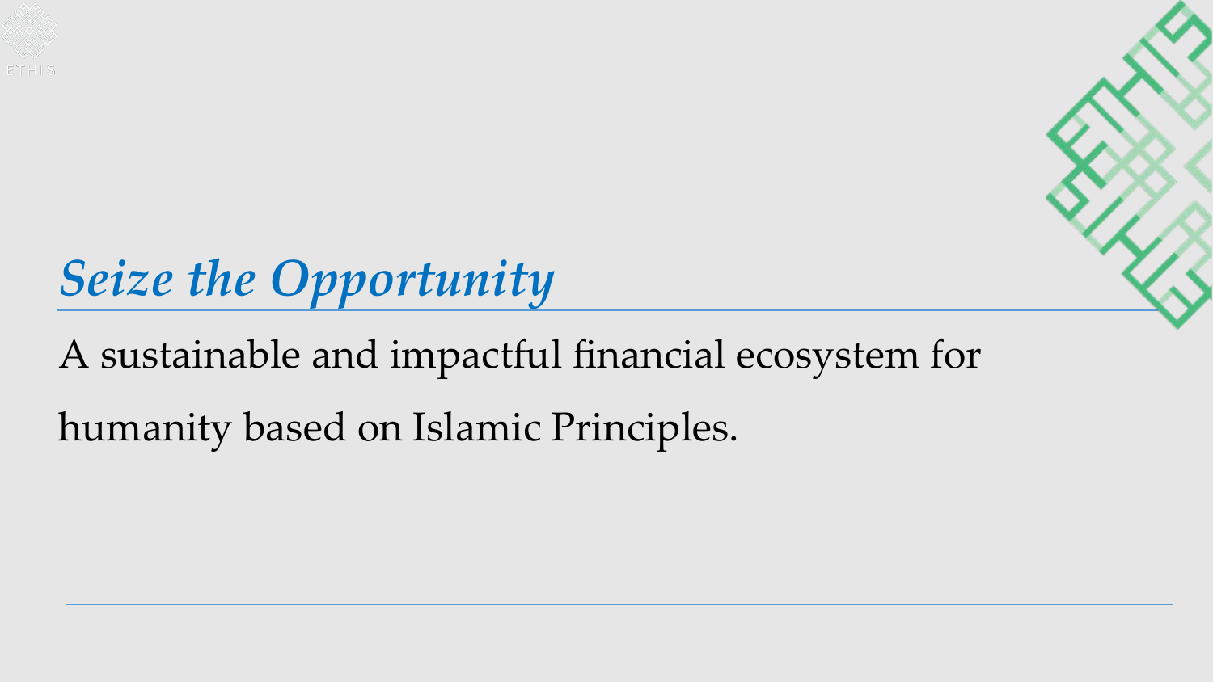# *Seize the Opportunity*

A sustainable and impactful financial ecosystem for humanity based on Islamic Principles.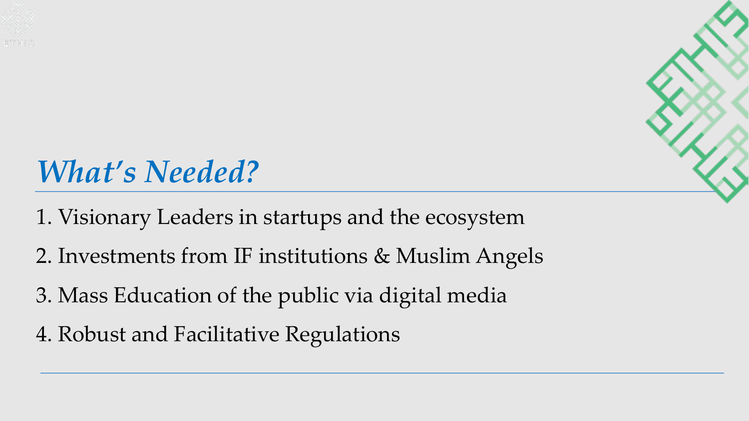# *What's Needed?*

1. Visionary Leaders in startups and the ecosystem
2. Investments from IF institutions & Muslim Angels
3. Mass Education of the public via digital media
4. Robust and Facilitative Regulations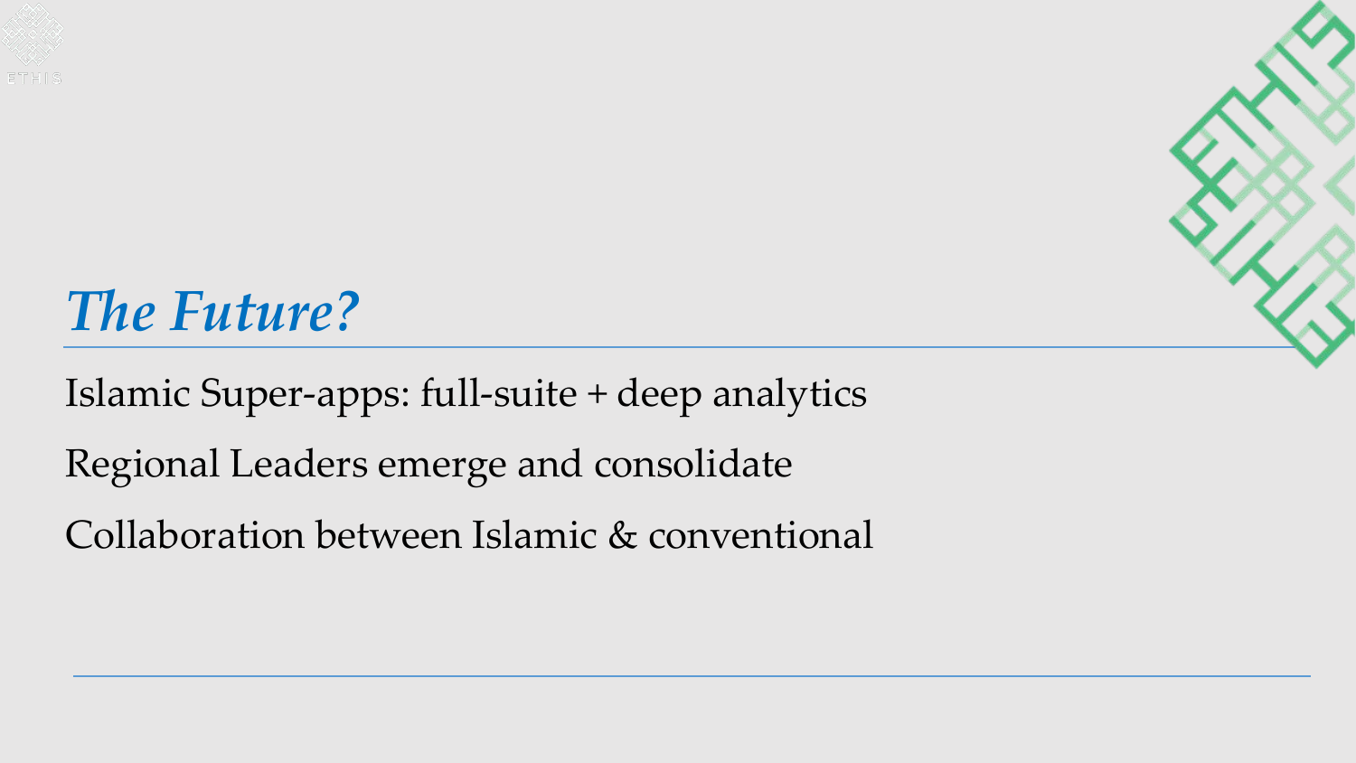# *The Future?*

Islamic Super-apps: full-suite + deep analytics

Regional Leaders emerge and consolidate

Collaboration between Islamic & conventional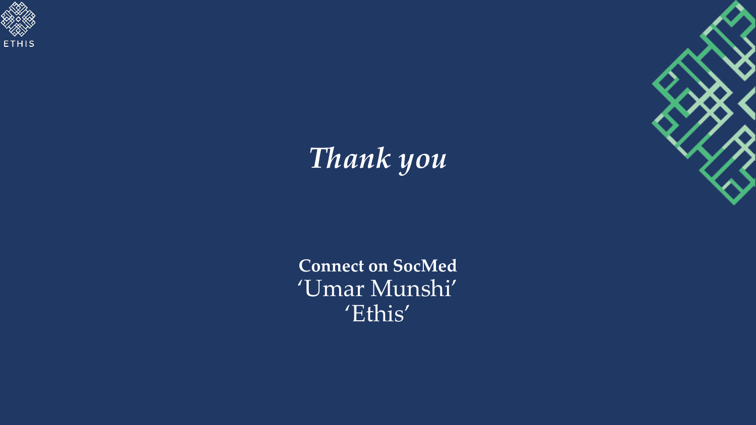# *Thank you*

**Connect on SocMed**
‘Umar Munshi’
‘Ethis’